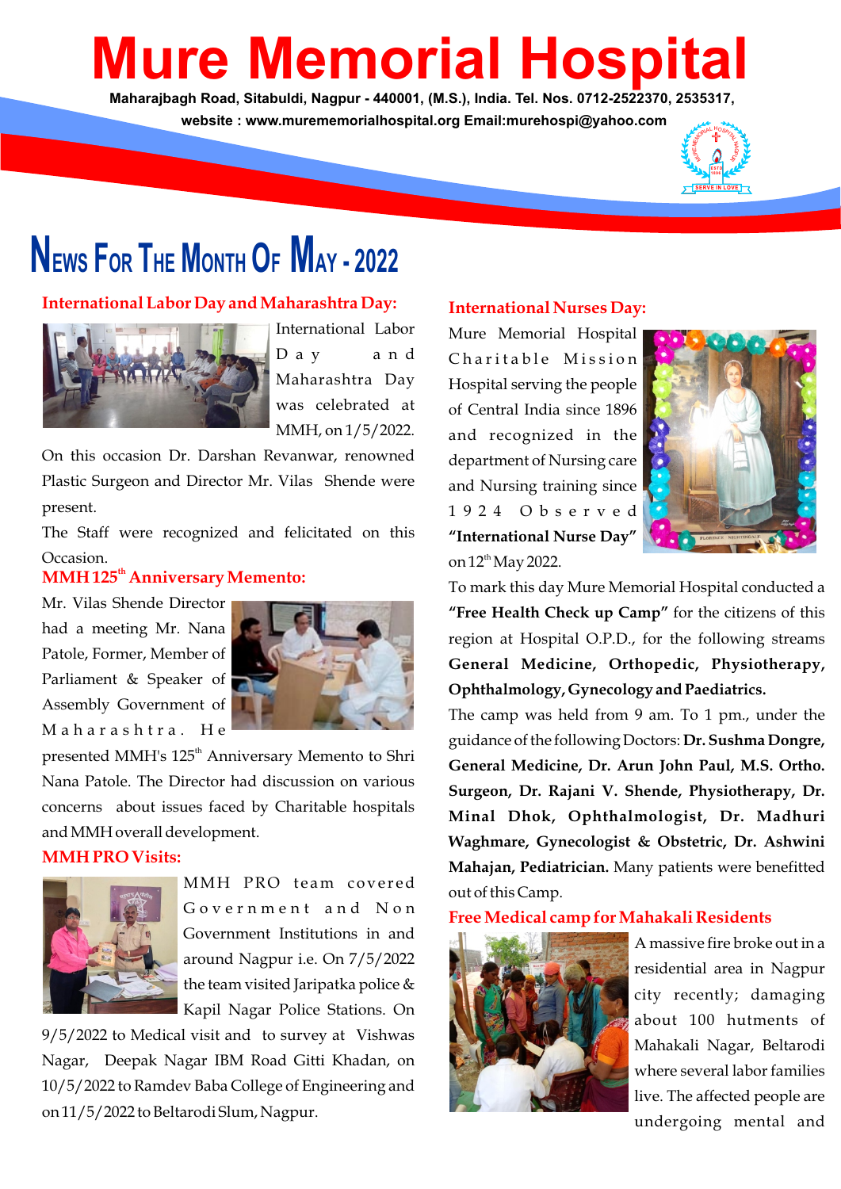# Mure Memorial Hospital

**Maharajbagh Road, Sitabuldi, Nagpur - 440001, (M.S.), India. Tel. Nos. 0712-2522370, 2535317,**
**website : www.murememorialhospital.org Email:murehospi@yahoo.com**

## News For The Month Of May - 2022

### International Labor Day and Maharashtra Day:

International Labor Day and Maharashtra Day was celebrated at MMH, on 1/5/2022.

On this occasion Dr. Darshan Revanwar, renowned Plastic Surgeon and Director Mr. Vilas Shende were present.

The Staff were recognized and felicitated on this Occasion.

### MMH 125th Anniversary Memento:

Mr. Vilas Shende Director had a meeting Mr. Nana Patole, Former, Member of Parliament & Speaker of Assembly Government of Maharashtra. He presented MMH's 125th Anniversary Memento to Shri Nana Patole. The Director had discussion on various concerns about issues faced by Charitable hospitals and MMH overall development.

### MMH PRO Visits:

MMH PRO team covered Government and Non Government Institutions in and around Nagpur i.e. On 7/5/2022 the team visited Jaripatka police & Kapil Nagar Police Stations. On 9/5/2022 to Medical visit and to survey at Vishwas Nagar, Deepak Nagar IBM Road Gitti Khadan, on 10/5/2022 to Ramdev Baba College of Engineering and on 11/5/2022 to Beltarodi Slum, Nagpur.

### International Nurses Day:

Mure Memorial Hospital Charitable Mission Hospital serving the people of Central India since 1896 and recognized in the department of Nursing care and Nursing training since 1924 Observed **"International Nurse Day"** on 12th May 2022.

To mark this day Mure Memorial Hospital conducted a **"Free Health Check up Camp"** for the citizens of this region at Hospital O.P.D., for the following streams **General Medicine, Orthopedic, Physiotherapy, Ophthalmology, Gynecology and Paediatrics.**

The camp was held from 9 am. To 1 pm., under the guidance of the following Doctors: **Dr. Sushma Dongre, General Medicine, Dr. Arun John Paul, M.S. Ortho. Surgeon, Dr. Rajani V. Shende, Physiotherapy, Dr. Minal Dhok, Ophthalmologist, Dr. Madhuri Waghmare, Gynecologist & Obstetric, Dr. Ashwini Mahajan, Pediatrician.** Many patients were benefitted out of this Camp.

### Free Medical camp for Mahakali Residents

A massive fire broke out in a residential area in Nagpur city recently; damaging about 100 hutments of Mahakali Nagar, Beltarodi where several labor families live. The affected people are undergoing mental and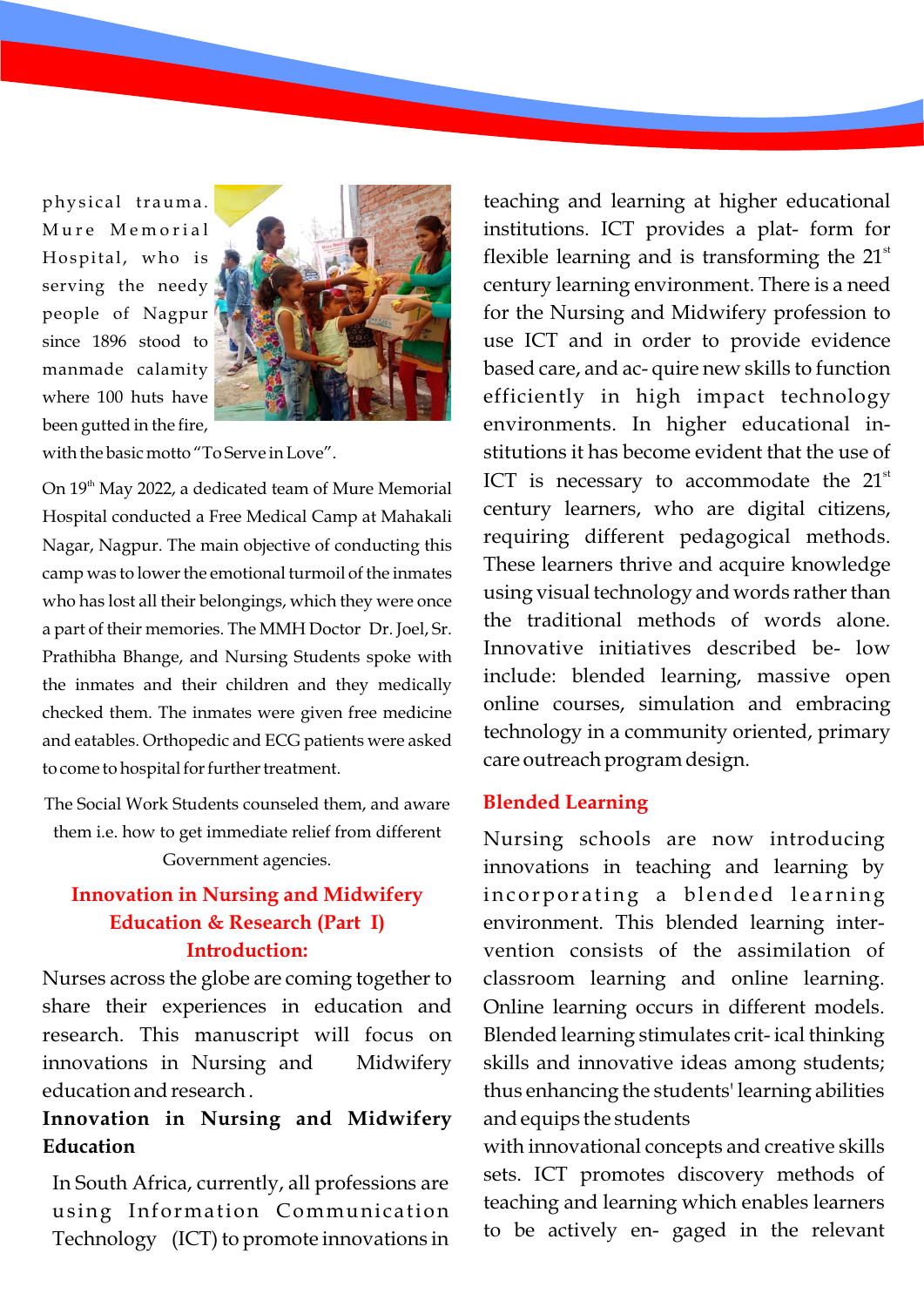physical trauma. Mure Memorial Hospital, who is serving the needy people of Nagpur since 1896 stood to manmade calamity where 100 huts have been gutted in the fire, with the basic motto "To Serve in Love".

On 19th May 2022, a dedicated team of Mure Memorial Hospital conducted a Free Medical Camp at Mahakali Nagar, Nagpur. The main objective of conducting this camp was to lower the emotional turmoil of the inmates who has lost all their belongings, which they were once a part of their memories. The MMH Doctor Dr. Joel, Sr. Prathibha Bhange, and Nursing Students spoke with the inmates and their children and they medically checked them. The inmates were given free medicine and eatables. Orthopedic and ECG patients were asked to come to hospital for further treatment.

The Social Work Students counseled them, and aware them i.e. how to get immediate relief from different Government agencies.

## Innovation in Nursing and Midwifery Education & Research (Part I)

### Introduction:

Nurses across the globe are coming together to share their experiences in education and research. This manuscript will focus on innovations in Nursing and Midwifery education and research .

**Innovation in Nursing and Midwifery Education**

In South Africa, currently, all professions are using Information Communication Technology (ICT) to promote innovations in teaching and learning at higher educational institutions. ICT provides a plat- form for flexible learning and is transforming the 21st century learning environment. There is a need for the Nursing and Midwifery profession to use ICT and in order to provide evidence based care, and ac- quire new skills to function efficiently in high impact technology environments. In higher educational in- stitutions it has become evident that the use of ICT is necessary to accommodate the 21st century learners, who are digital citizens, requiring different pedagogical methods. These learners thrive and acquire knowledge using visual technology and words rather than the traditional methods of words alone. Innovative initiatives described be- low include: blended learning, massive open online courses, simulation and embracing technology in a community oriented, primary care outreach program design.

### Blended Learning

Nursing schools are now introducing innovations in teaching and learning by incorporating a blended learning environment. This blended learning inter- vention consists of the assimilation of classroom learning and online learning. Online learning occurs in different models. Blended learning stimulates crit- ical thinking skills and innovative ideas among students; thus enhancing the students' learning abilities and equips the students with innovational concepts and creative skills sets. ICT promotes discovery methods of teaching and learning which enables learners to be actively en- gaged in the relevant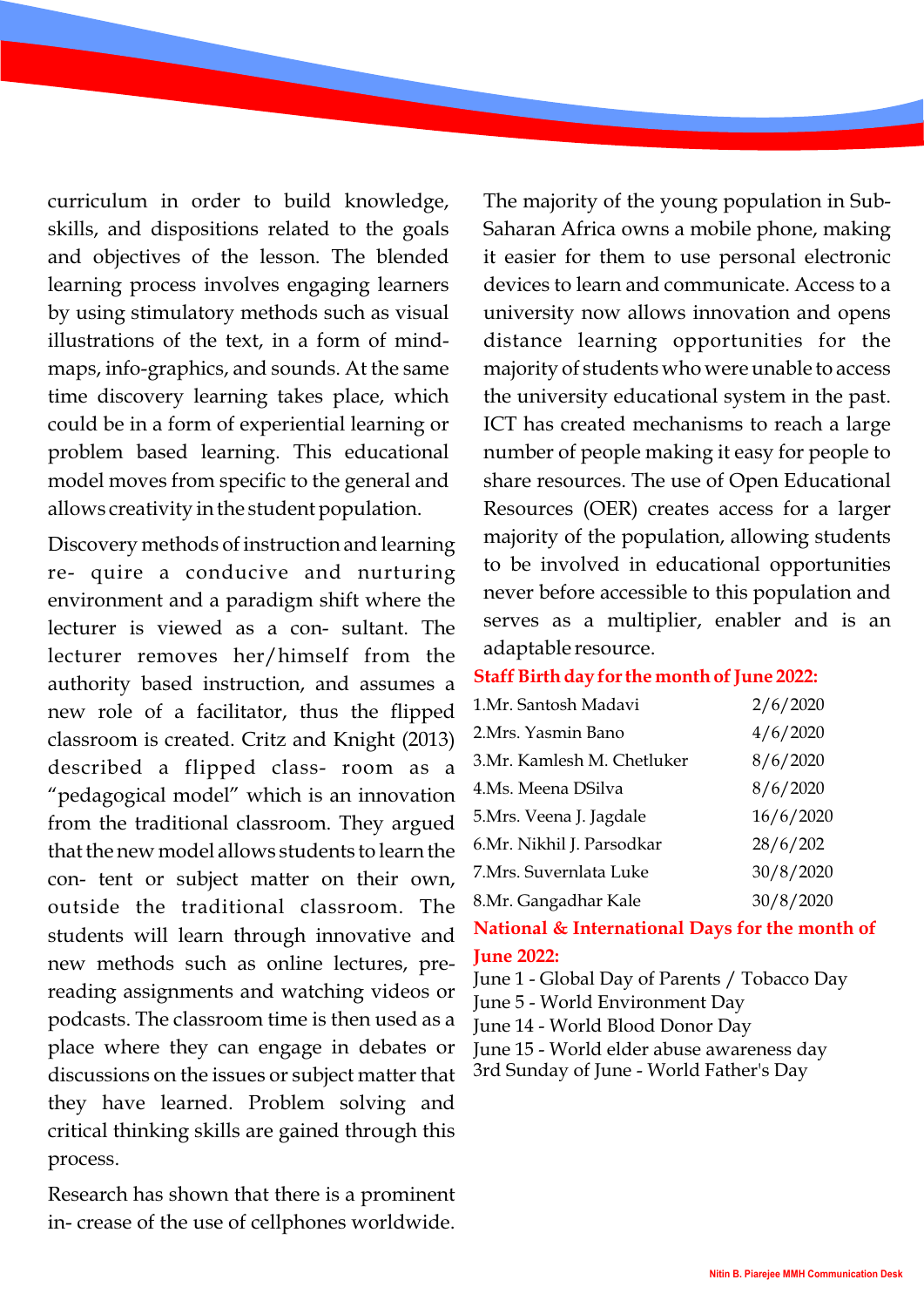curriculum in order to build knowledge, skills, and dispositions related to the goals and objectives of the lesson. The blended learning process involves engaging learners by using stimulatory methods such as visual illustrations of the text, in a form of mind-maps, info-graphics, and sounds. At the same time discovery learning takes place, which could be in a form of experiential learning or problem based learning. This educational model moves from specific to the general and allows creativity in the student population.

Discovery methods of instruction and learning re- quire a conducive and nurturing environment and a paradigm shift where the lecturer is viewed as a con- sultant. The lecturer removes her/himself from the authority based instruction, and assumes a new role of a facilitator, thus the flipped classroom is created. Critz and Knight (2013) described a flipped class- room as a "pedagogical model" which is an innovation from the traditional classroom. They argued that the new model allows students to learn the con- tent or subject matter on their own, outside the traditional classroom. The students will learn through innovative and new methods such as online lectures, pre-reading assignments and watching videos or podcasts. The classroom time is then used as a place where they can engage in debates or discussions on the issues or subject matter that they have learned. Problem solving and critical thinking skills are gained through this process.

Research has shown that there is a prominent in- crease of the use of cellphones worldwide. The majority of the young population in Sub-Saharan Africa owns a mobile phone, making it easier for them to use personal electronic devices to learn and communicate. Access to a university now allows innovation and opens distance learning opportunities for the majority of students who were unable to access the university educational system in the past. ICT has created mechanisms to reach a large number of people making it easy for people to share resources. The use of Open Educational Resources (OER) creates access for a larger majority of the population, allowing students to be involved in educational opportunities never before accessible to this population and serves as a multiplier, enabler and is an adaptable resource.

**Staff Birth day for the month of June 2022:**

| | |
|---|---|
| 1.Mr. Santosh Madavi | 2/6/2020 |
| 2.Mrs. Yasmin Bano | 4/6/2020 |
| 3.Mr. Kamlesh M. Chetluker | 8/6/2020 |
| 4.Ms. Meena DSilva | 8/6/2020 |
| 5.Mrs. Veena J. Jagdale | 16/6/2020 |
| 6.Mr. Nikhil J. Parsodkar | 28/6/202 |
| 7.Mrs. Suvernlata Luke | 30/8/2020 |
| 8.Mr. Gangadhar Kale | 30/8/2020 |

**National & International Days for the month of June 2022:**

June 1 - Global Day of Parents / Tobacco Day
June 5 - World Environment Day
June 14 - World Blood Donor Day
June 15 - World elder abuse awareness day
3rd Sunday of June - World Father's Day

Nitin B. Piarejee MMH Communication Desk